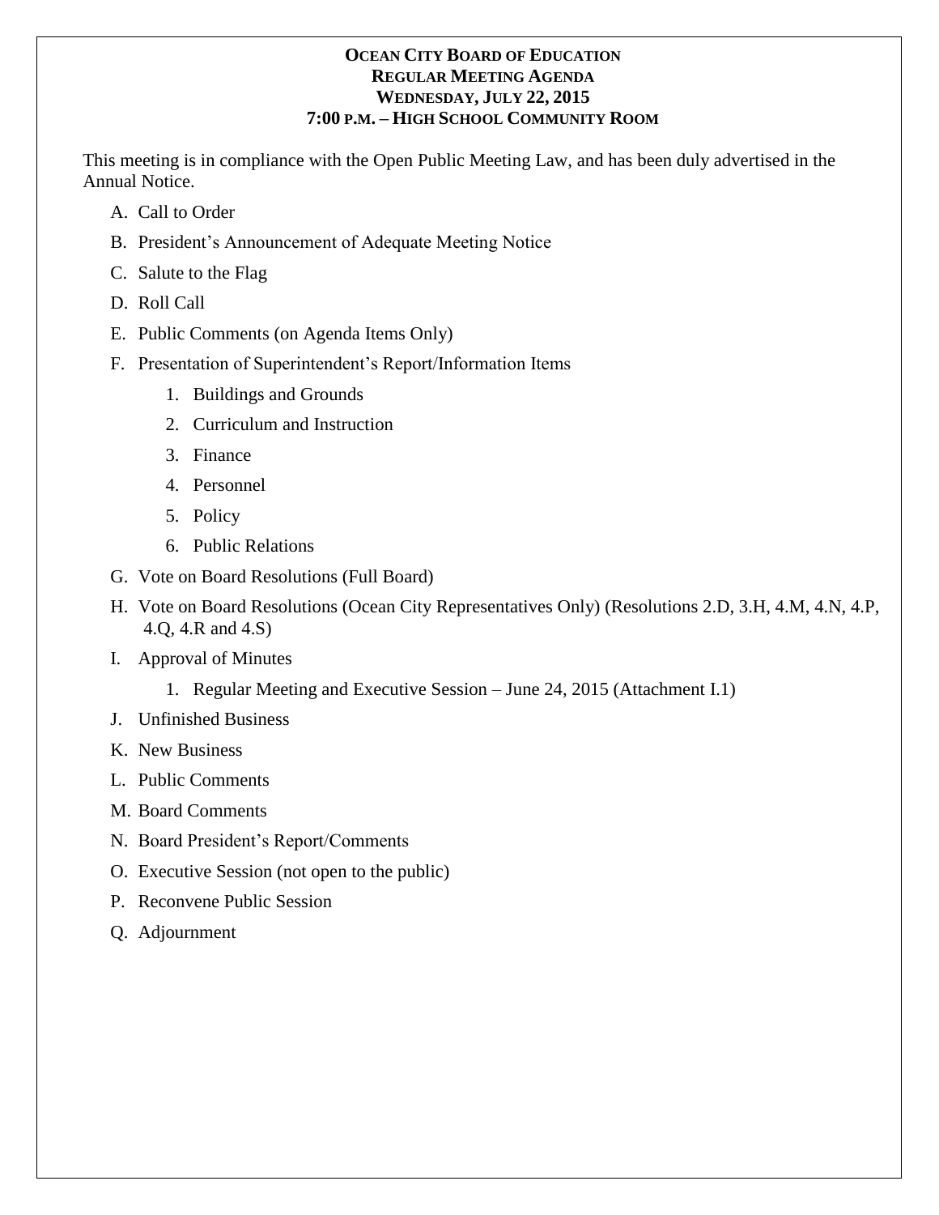**OCEAN CITY BOARD OF EDUCATION**
**REGULAR MEETING AGENDA**
**WEDNESDAY, JULY 22, 2015**
**7:00 P.M. – HIGH SCHOOL COMMUNITY ROOM**

This meeting is in compliance with the Open Public Meeting Law, and has been duly advertised in the Annual Notice.

A. Call to Order

B. President's Announcement of Adequate Meeting Notice

C. Salute to the Flag

D. Roll Call

E. Public Comments (on Agenda Items Only)

F. Presentation of Superintendent's Report/Information Items

   1. Buildings and Grounds
   2. Curriculum and Instruction
   3. Finance
   4. Personnel
   5. Policy
   6. Public Relations

G. Vote on Board Resolutions (Full Board)

H. Vote on Board Resolutions (Ocean City Representatives Only) (Resolutions 2.D, 3.H, 4.M, 4.N, 4.P, 4.Q, 4.R and 4.S)

I. Approval of Minutes

   1. Regular Meeting and Executive Session – June 24, 2015 (Attachment I.1)

J. Unfinished Business

K. New Business

L. Public Comments

M. Board Comments

N. Board President's Report/Comments

O. Executive Session (not open to the public)

P. Reconvene Public Session

Q. Adjournment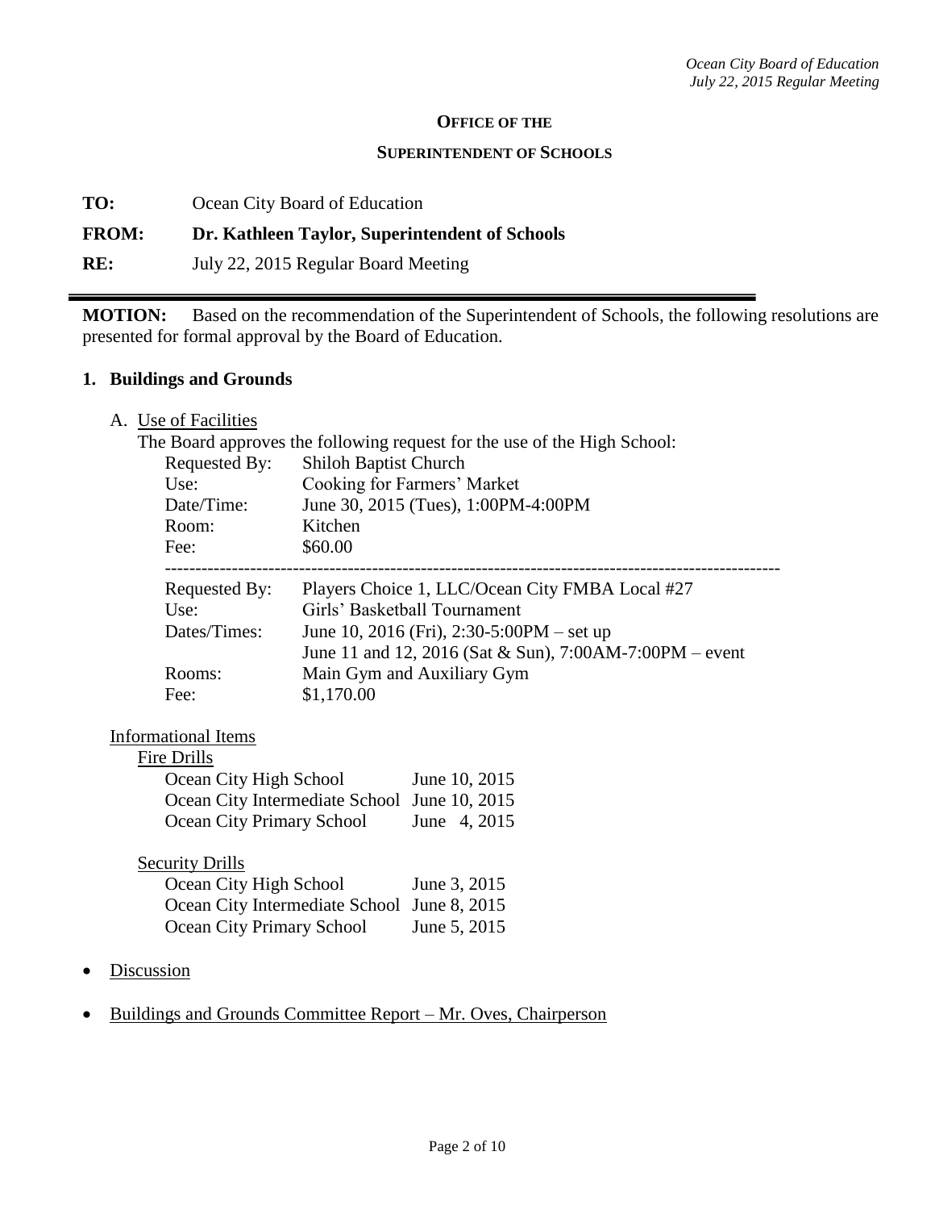**OFFICE OF THE**

**SUPERINTENDENT OF SCHOOLS**

**TO:** Ocean City Board of Education

**FROM: Dr. Kathleen Taylor, Superintendent of Schools**

**RE:** July 22, 2015 Regular Board Meeting

---

**MOTION:** Based on the recommendation of the Superintendent of Schools, the following resolutions are presented for formal approval by the Board of Education.

**1. Buildings and Grounds**

A. Use of Facilities

The Board approves the following request for the use of the High School:

| | |
|---|---|
| Requested By: | Shiloh Baptist Church |
| Use: | Cooking for Farmers' Market |
| Date/Time: | June 30, 2015 (Tues), 1:00PM-4:00PM |
| Room: | Kitchen |
| Fee: | $60.00 |

---

| | |
|---|---|
| Requested By: | Players Choice 1, LLC/Ocean City FMBA Local #27 |
| Use: | Girls' Basketball Tournament |
| Dates/Times: | June 10, 2016 (Fri), 2:30-5:00PM – set up<br>June 11 and 12, 2016 (Sat & Sun), 7:00AM-7:00PM – event |
| Rooms: | Main Gym and Auxiliary Gym |
| Fee: | $1,170.00 |

Informational Items

Fire Drills

| | |
|---|---|
| Ocean City High School | June 10, 2015 |
| Ocean City Intermediate School | June 10, 2015 |
| Ocean City Primary School | June 4, 2015 |

Security Drills

| | |
|---|---|
| Ocean City High School | June 3, 2015 |
| Ocean City Intermediate School | June 8, 2015 |
| Ocean City Primary School | June 5, 2015 |

- Discussion
- Buildings and Grounds Committee Report – Mr. Oves, Chairperson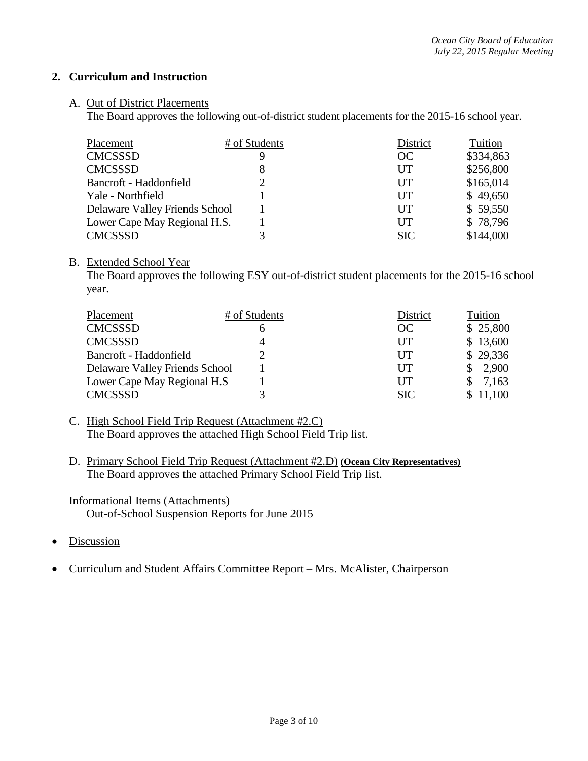## 2. Curriculum and Instruction

A. Out of District Placements

The Board approves the following out-of-district student placements for the 2015-16 school year.

| Placement | # of Students | District | Tuition |
|---|---|---|---|
| CMCSSSD | 9 | OC | $334,863 |
| CMCSSSD | 8 | UT | $256,800 |
| Bancroft - Haddonfield | 2 | UT | $165,014 |
| Yale - Northfield | 1 | UT | $ 49,650 |
| Delaware Valley Friends School | 1 | UT | $ 59,550 |
| Lower Cape May Regional H.S. | 1 | UT | $ 78,796 |
| CMCSSSD | 3 | SIC | $144,000 |

B. Extended School Year

The Board approves the following ESY out-of-district student placements for the 2015-16 school year.

| Placement | # of Students | District | Tuition |
|---|---|---|---|
| CMCSSSD | 6 | OC | $ 25,800 |
| CMCSSSD | 4 | UT | $ 13,600 |
| Bancroft - Haddonfield | 2 | UT | $ 29,336 |
| Delaware Valley Friends School | 1 | UT | $ 2,900 |
| Lower Cape May Regional H.S | 1 | UT | $ 7,163 |
| CMCSSSD | 3 | SIC | $ 11,100 |

C. High School Field Trip Request (Attachment #2.C)

The Board approves the attached High School Field Trip list.

D. Primary School Field Trip Request (Attachment #2.D) **(Ocean City Representatives)**

The Board approves the attached Primary School Field Trip list.

Informational Items (Attachments)

Out-of-School Suspension Reports for June 2015

- Discussion
- Curriculum and Student Affairs Committee Report – Mrs. McAlister, Chairperson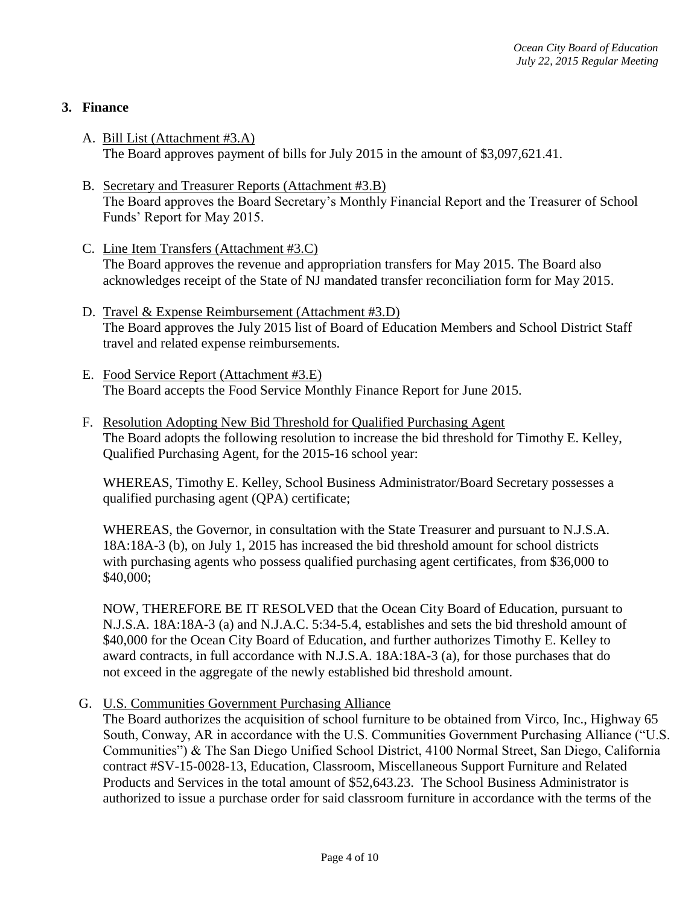## 3. Finance

A. <u>Bill List (Attachment #3.A)</u>
The Board approves payment of bills for July 2015 in the amount of $3,097,621.41.

B. <u>Secretary and Treasurer Reports (Attachment #3.B)</u>
The Board approves the Board Secretary's Monthly Financial Report and the Treasurer of School Funds' Report for May 2015.

C. <u>Line Item Transfers (Attachment #3.C)</u>
The Board approves the revenue and appropriation transfers for May 2015. The Board also acknowledges receipt of the State of NJ mandated transfer reconciliation form for May 2015.

D. <u>Travel & Expense Reimbursement (Attachment #3.D)</u>
The Board approves the July 2015 list of Board of Education Members and School District Staff travel and related expense reimbursements.

E. <u>Food Service Report (Attachment #3.E)</u>
The Board accepts the Food Service Monthly Finance Report for June 2015.

F. <u>Resolution Adopting New Bid Threshold for Qualified Purchasing Agent</u>
The Board adopts the following resolution to increase the bid threshold for Timothy E. Kelley, Qualified Purchasing Agent, for the 2015-16 school year:

WHEREAS, Timothy E. Kelley, School Business Administrator/Board Secretary possesses a qualified purchasing agent (QPA) certificate;

WHEREAS, the Governor, in consultation with the State Treasurer and pursuant to N.J.S.A. 18A:18A-3 (b), on July 1, 2015 has increased the bid threshold amount for school districts with purchasing agents who possess qualified purchasing agent certificates, from $36,000 to $40,000;

NOW, THEREFORE BE IT RESOLVED that the Ocean City Board of Education, pursuant to N.J.S.A. 18A:18A-3 (a) and N.J.A.C. 5:34-5.4, establishes and sets the bid threshold amount of $40,000 for the Ocean City Board of Education, and further authorizes Timothy E. Kelley to award contracts, in full accordance with N.J.S.A. 18A:18A-3 (a), for those purchases that do not exceed in the aggregate of the newly established bid threshold amount.

G. <u>U.S. Communities Government Purchasing Alliance</u>
The Board authorizes the acquisition of school furniture to be obtained from Virco, Inc., Highway 65 South, Conway, AR in accordance with the U.S. Communities Government Purchasing Alliance ("U.S. Communities") & The San Diego Unified School District, 4100 Normal Street, San Diego, California contract #SV-15-0028-13, Education, Classroom, Miscellaneous Support Furniture and Related Products and Services in the total amount of $52,643.23. The School Business Administrator is authorized to issue a purchase order for said classroom furniture in accordance with the terms of the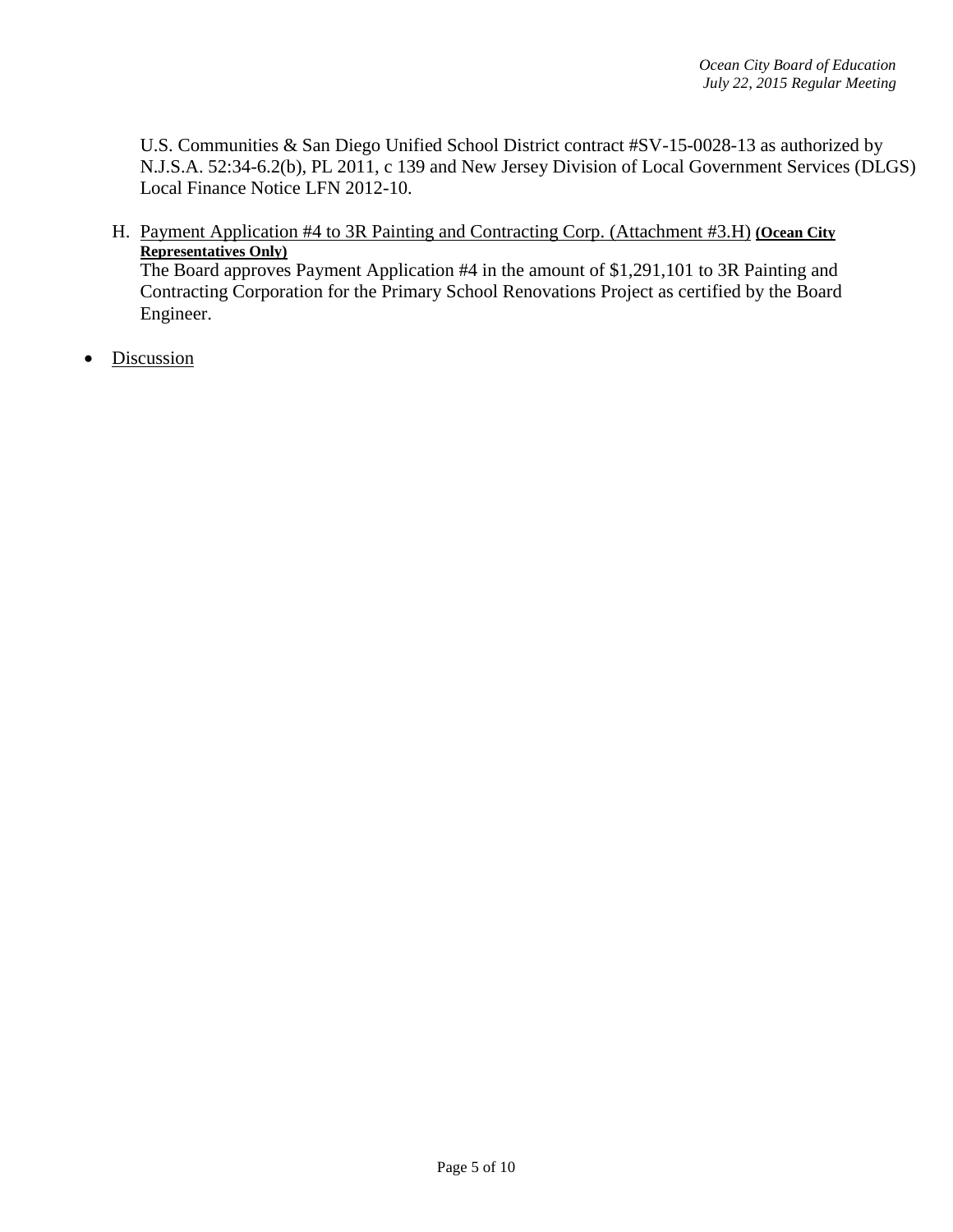U.S. Communities & San Diego Unified School District contract #SV-15-0028-13 as authorized by N.J.S.A. 52:34-6.2(b), PL 2011, c 139 and New Jersey Division of Local Government Services (DLGS) Local Finance Notice LFN 2012-10.

H. Payment Application #4 to 3R Painting and Contracting Corp. (Attachment #3.H) **(Ocean City Representatives Only)**
   The Board approves Payment Application #4 in the amount of $1,291,101 to 3R Painting and Contracting Corporation for the Primary School Renovations Project as certified by the Board Engineer.

- Discussion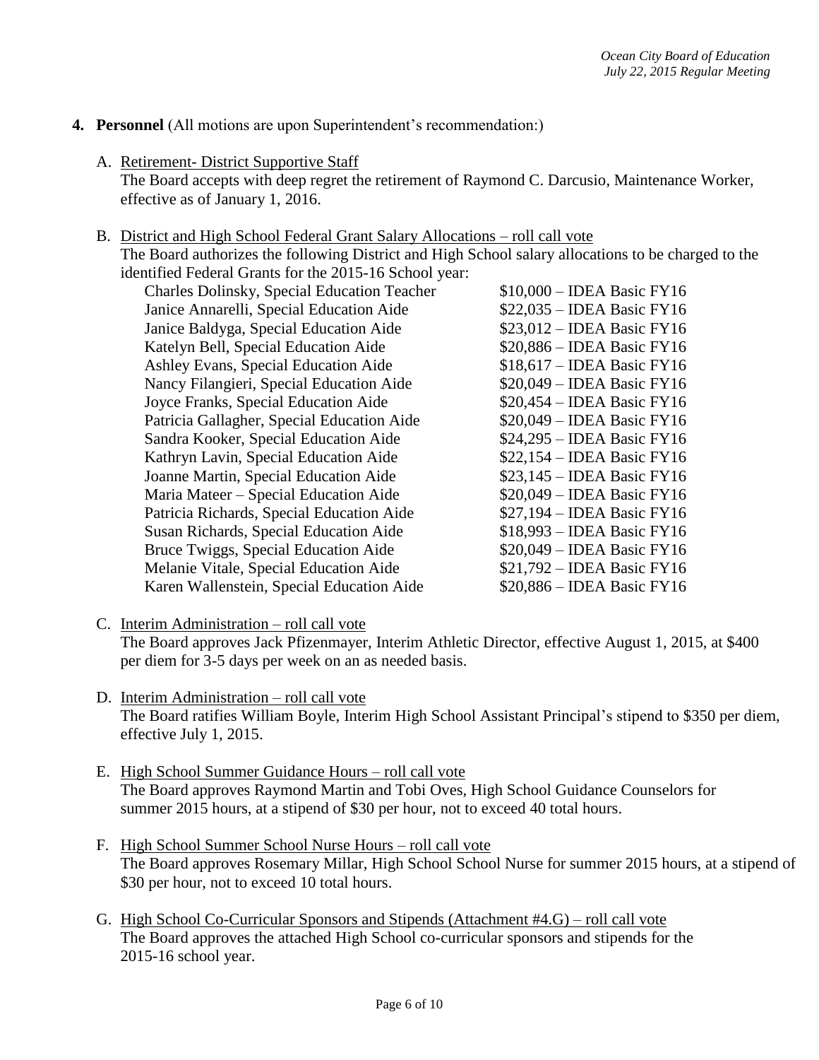**4. Personnel** (All motions are upon Superintendent's recommendation:)

A. Retirement- District Supportive Staff
The Board accepts with deep regret the retirement of Raymond C. Darcusio, Maintenance Worker, effective as of January 1, 2016.

B. District and High School Federal Grant Salary Allocations – roll call vote
The Board authorizes the following District and High School salary allocations to be charged to the identified Federal Grants for the 2015-16 School year:

| | |
|---|---|
| Charles Dolinsky, Special Education Teacher | $10,000 – IDEA Basic FY16 |
| Janice Annarelli, Special Education Aide | $22,035 – IDEA Basic FY16 |
| Janice Baldyga, Special Education Aide | $23,012 – IDEA Basic FY16 |
| Katelyn Bell, Special Education Aide | $20,886 – IDEA Basic FY16 |
| Ashley Evans, Special Education Aide | $18,617 – IDEA Basic FY16 |
| Nancy Filangieri, Special Education Aide | $20,049 – IDEA Basic FY16 |
| Joyce Franks, Special Education Aide | $20,454 – IDEA Basic FY16 |
| Patricia Gallagher, Special Education Aide | $20,049 – IDEA Basic FY16 |
| Sandra Kooker, Special Education Aide | $24,295 – IDEA Basic FY16 |
| Kathryn Lavin, Special Education Aide | $22,154 – IDEA Basic FY16 |
| Joanne Martin, Special Education Aide | $23,145 – IDEA Basic FY16 |
| Maria Mateer – Special Education Aide | $20,049 – IDEA Basic FY16 |
| Patricia Richards, Special Education Aide | $27,194 – IDEA Basic FY16 |
| Susan Richards, Special Education Aide | $18,993 – IDEA Basic FY16 |
| Bruce Twiggs, Special Education Aide | $20,049 – IDEA Basic FY16 |
| Melanie Vitale, Special Education Aide | $21,792 – IDEA Basic FY16 |
| Karen Wallenstein, Special Education Aide | $20,886 – IDEA Basic FY16 |

C. Interim Administration – roll call vote
The Board approves Jack Pfizenmayer, Interim Athletic Director, effective August 1, 2015, at $400 per diem for 3-5 days per week on an as needed basis.

D. Interim Administration – roll call vote
The Board ratifies William Boyle, Interim High School Assistant Principal's stipend to $350 per diem, effective July 1, 2015.

E. High School Summer Guidance Hours – roll call vote
The Board approves Raymond Martin and Tobi Oves, High School Guidance Counselors for summer 2015 hours, at a stipend of $30 per hour, not to exceed 40 total hours.

F. High School Summer School Nurse Hours – roll call vote
The Board approves Rosemary Millar, High School School Nurse for summer 2015 hours, at a stipend of $30 per hour, not to exceed 10 total hours.

G. High School Co-Curricular Sponsors and Stipends (Attachment #4.G) – roll call vote
The Board approves the attached High School co-curricular sponsors and stipends for the 2015-16 school year.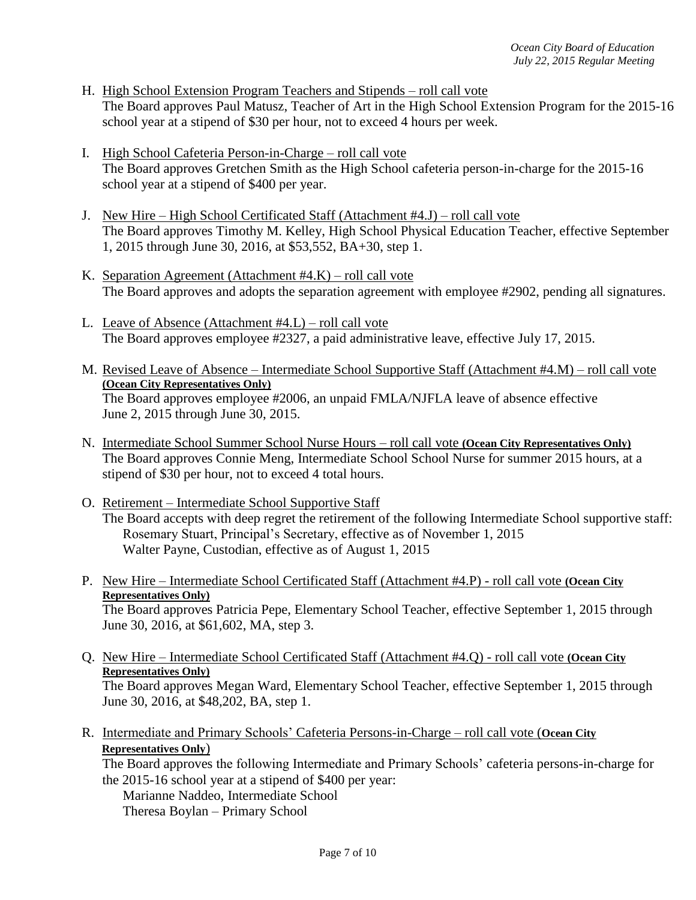H. <u>High School Extension Program Teachers and Stipends – roll call vote</u>
   The Board approves Paul Matusz, Teacher of Art in the High School Extension Program for the 2015-16 school year at a stipend of $30 per hour, not to exceed 4 hours per week.

I. <u>High School Cafeteria Person-in-Charge – roll call vote</u>
   The Board approves Gretchen Smith as the High School cafeteria person-in-charge for the 2015-16 school year at a stipend of $400 per year.

J. <u>New Hire – High School Certificated Staff (Attachment #4.J) – roll call vote</u>
   The Board approves Timothy M. Kelley, High School Physical Education Teacher, effective September 1, 2015 through June 30, 2016, at $53,552, BA+30, step 1.

K. <u>Separation Agreement (Attachment #4.K) – roll call vote</u>
   The Board approves and adopts the separation agreement with employee #2902, pending all signatures.

L. <u>Leave of Absence (Attachment #4.L) – roll call vote</u>
   The Board approves employee #2327, a paid administrative leave, effective July 17, 2015.

M. <u>Revised Leave of Absence – Intermediate School Supportive Staff (Attachment #4.M) – roll call vote</u> **(Ocean City Representatives Only)**
   The Board approves employee #2006, an unpaid FMLA/NJFLA leave of absence effective June 2, 2015 through June 30, 2015.

N. <u>Intermediate School Summer School Nurse Hours – roll call vote</u> **(Ocean City Representatives Only)**
   The Board approves Connie Meng, Intermediate School School Nurse for summer 2015 hours, at a stipend of $30 per hour, not to exceed 4 total hours.

O. <u>Retirement – Intermediate School Supportive Staff</u>
   The Board accepts with deep regret the retirement of the following Intermediate School supportive staff:
   Rosemary Stuart, Principal's Secretary, effective as of November 1, 2015
   Walter Payne, Custodian, effective as of August 1, 2015

P. <u>New Hire – Intermediate School Certificated Staff (Attachment #4.P) - roll call vote</u> **(Ocean City Representatives Only)**
   The Board approves Patricia Pepe, Elementary School Teacher, effective September 1, 2015 through June 30, 2016, at $61,602, MA, step 3.

Q. <u>New Hire – Intermediate School Certificated Staff (Attachment #4.Q) - roll call vote</u> **(Ocean City Representatives Only)**
   The Board approves Megan Ward, Elementary School Teacher, effective September 1, 2015 through June 30, 2016, at $48,202, BA, step 1.

R. <u>Intermediate and Primary Schools' Cafeteria Persons-in-Charge – roll call vote</u> (**Ocean City Representatives Only**)
   The Board approves the following Intermediate and Primary Schools' cafeteria persons-in-charge for the 2015-16 school year at a stipend of $400 per year:
   Marianne Naddeo, Intermediate School
   Theresa Boylan – Primary School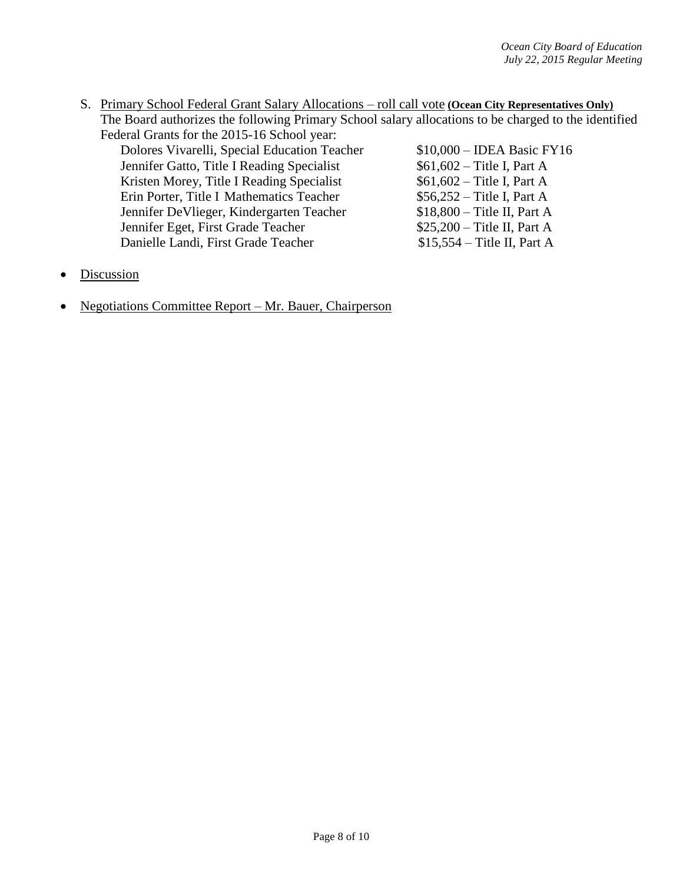S. <u>Primary School Federal Grant Salary Allocations – roll call vote</u> **(Ocean City Representatives Only)**
The Board authorizes the following Primary School salary allocations to be charged to the identified Federal Grants for the 2015-16 School year:

| | |
|---|---|
| Dolores Vivarelli, Special Education Teacher | $10,000 – IDEA Basic FY16 |
| Jennifer Gatto, Title I Reading Specialist | $61,602 – Title I, Part A |
| Kristen Morey, Title I Reading Specialist | $61,602 – Title I, Part A |
| Erin Porter, Title I Mathematics Teacher | $56,252 – Title I, Part A |
| Jennifer DeVlieger, Kindergarten Teacher | $18,800 – Title II, Part A |
| Jennifer Eget, First Grade Teacher | $25,200 – Title II, Part A |
| Danielle Landi, First Grade Teacher | $15,554 – Title II, Part A |

- <u>Discussion</u>

- <u>Negotiations Committee Report – Mr. Bauer, Chairperson</u>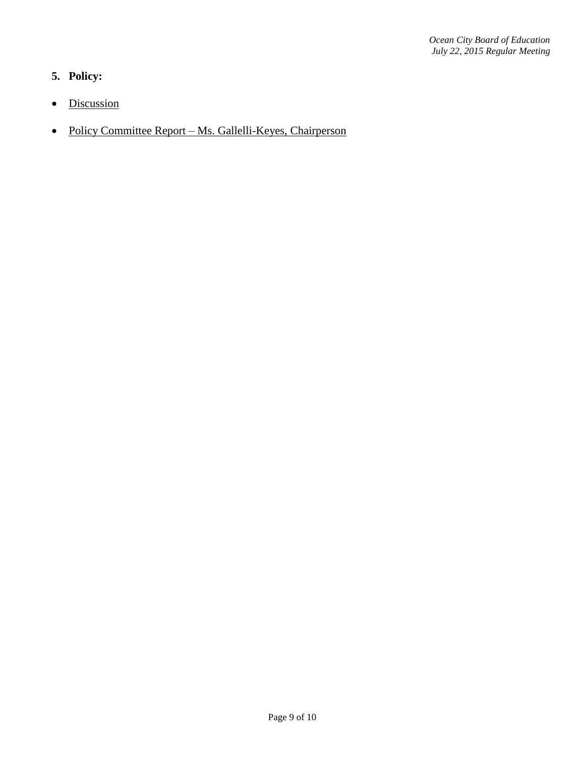5. **Policy:**

- Discussion

- Policy Committee Report – Ms. Gallelli-Keyes, Chairperson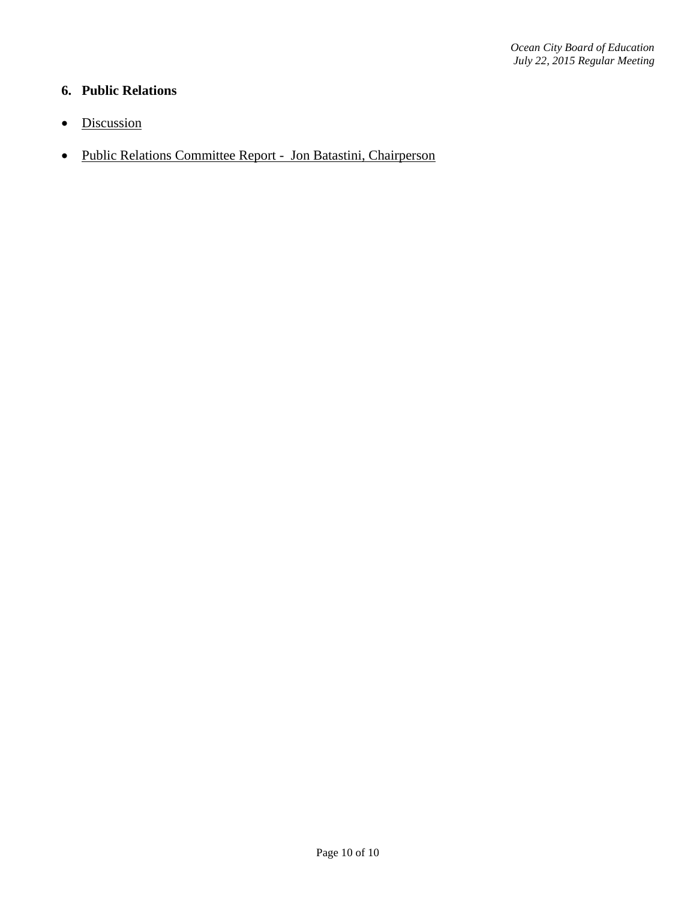**6. Public Relations**

- Discussion

- Public Relations Committee Report - Jon Batastini, Chairperson